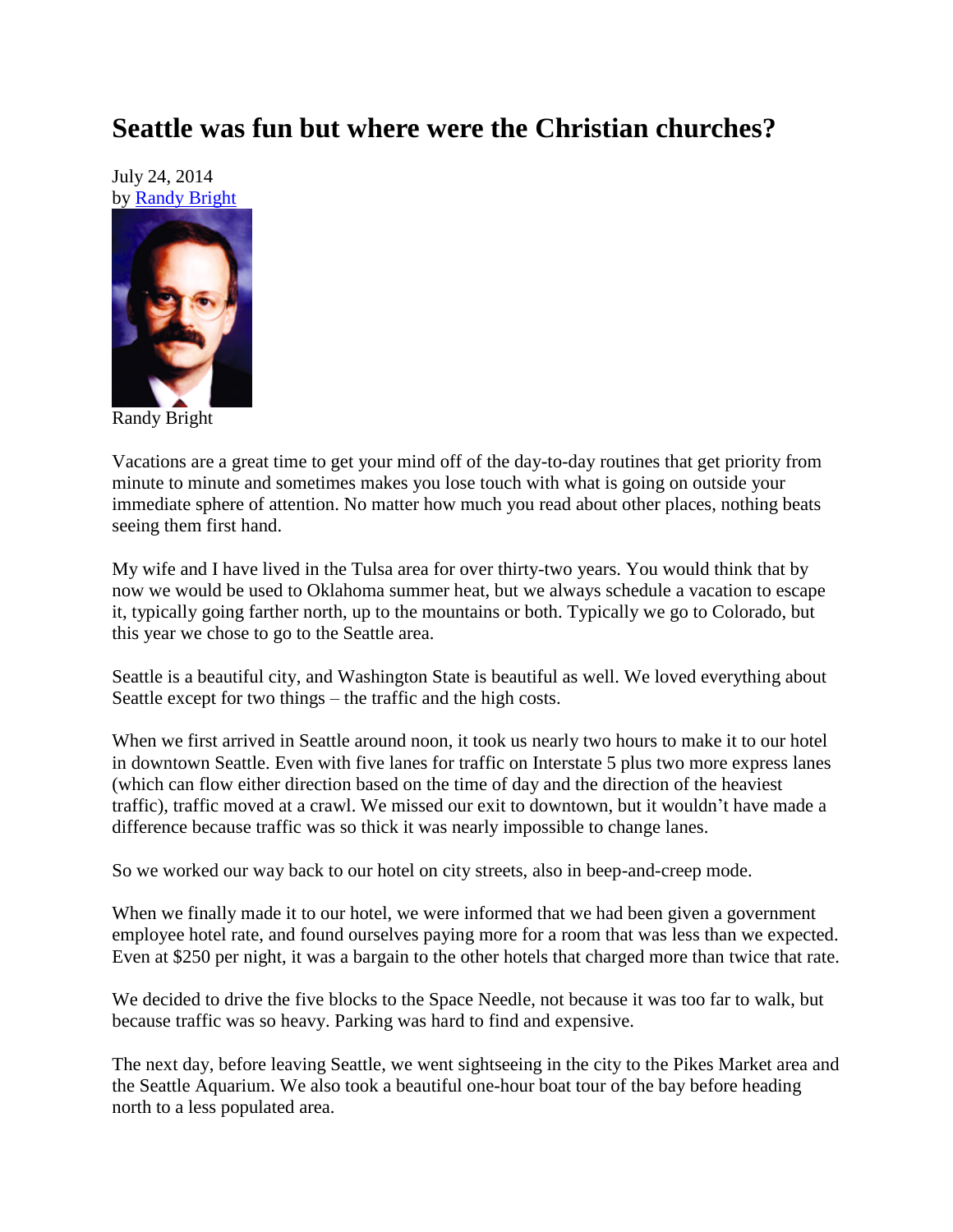# Seattle was fun but where were the Christian churches?

July 24, 2014
by Randy Bright

Randy Bright

Vacations are a great time to get your mind off of the day-to-day routines that get priority from minute to minute and sometimes makes you lose touch with what is going on outside your immediate sphere of attention. No matter how much you read about other places, nothing beats seeing them first hand.

My wife and I have lived in the Tulsa area for over thirty-two years. You would think that by now we would be used to Oklahoma summer heat, but we always schedule a vacation to escape it, typically going farther north, up to the mountains or both. Typically we go to Colorado, but this year we chose to go to the Seattle area.

Seattle is a beautiful city, and Washington State is beautiful as well. We loved everything about Seattle except for two things – the traffic and the high costs.

When we first arrived in Seattle around noon, it took us nearly two hours to make it to our hotel in downtown Seattle. Even with five lanes for traffic on Interstate 5 plus two more express lanes (which can flow either direction based on the time of day and the direction of the heaviest traffic), traffic moved at a crawl. We missed our exit to downtown, but it wouldn't have made a difference because traffic was so thick it was nearly impossible to change lanes.

So we worked our way back to our hotel on city streets, also in beep-and-creep mode.

When we finally made it to our hotel, we were informed that we had been given a government employee hotel rate, and found ourselves paying more for a room that was less than we expected. Even at $250 per night, it was a bargain to the other hotels that charged more than twice that rate.

We decided to drive the five blocks to the Space Needle, not because it was too far to walk, but because traffic was so heavy. Parking was hard to find and expensive.

The next day, before leaving Seattle, we went sightseeing in the city to the Pikes Market area and the Seattle Aquarium. We also took a beautiful one-hour boat tour of the bay before heading north to a less populated area.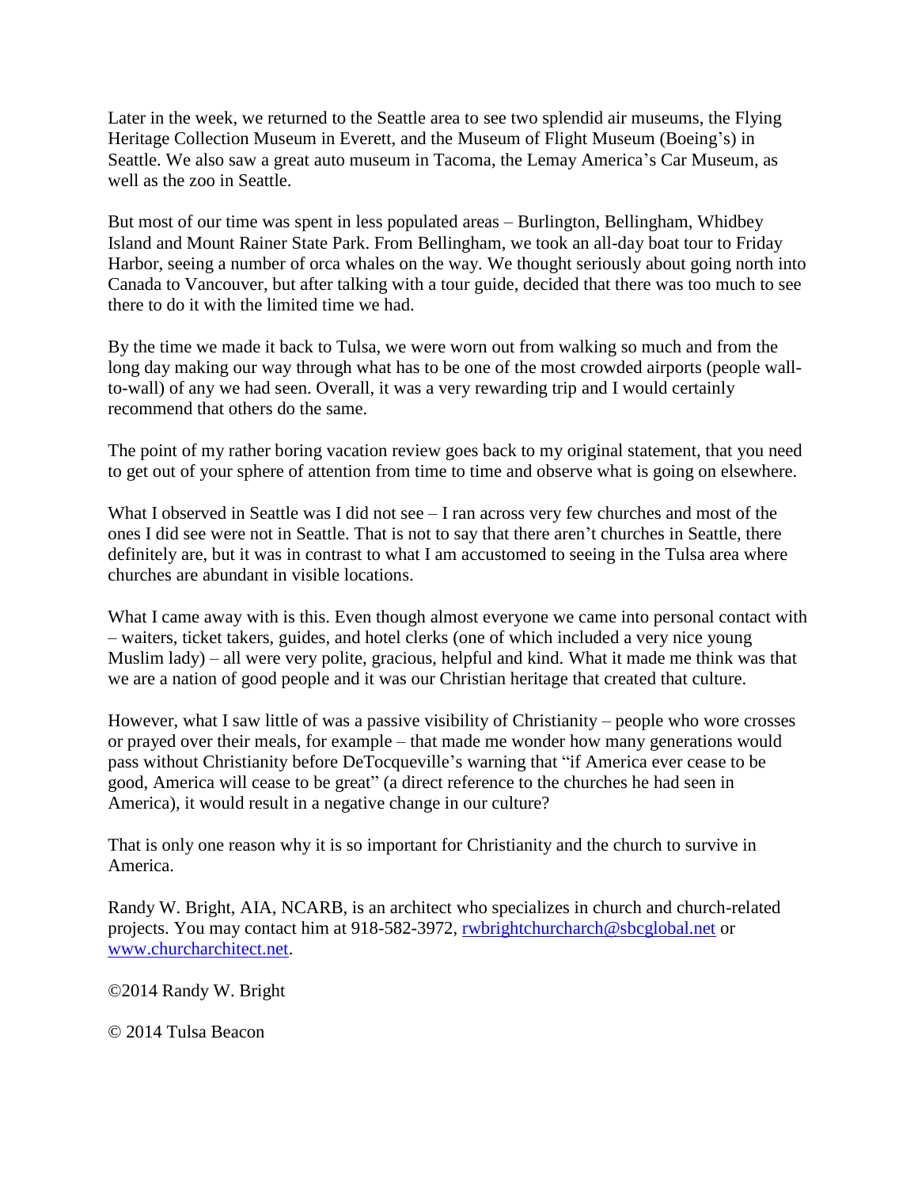Later in the week, we returned to the Seattle area to see two splendid air museums, the Flying Heritage Collection Museum in Everett, and the Museum of Flight Museum (Boeing's) in Seattle. We also saw a great auto museum in Tacoma, the Lemay America's Car Museum, as well as the zoo in Seattle.

But most of our time was spent in less populated areas – Burlington, Bellingham, Whidbey Island and Mount Rainer State Park. From Bellingham, we took an all-day boat tour to Friday Harbor, seeing a number of orca whales on the way. We thought seriously about going north into Canada to Vancouver, but after talking with a tour guide, decided that there was too much to see there to do it with the limited time we had.

By the time we made it back to Tulsa, we were worn out from walking so much and from the long day making our way through what has to be one of the most crowded airports (people wall-to-wall) of any we had seen. Overall, it was a very rewarding trip and I would certainly recommend that others do the same.

The point of my rather boring vacation review goes back to my original statement, that you need to get out of your sphere of attention from time to time and observe what is going on elsewhere.

What I observed in Seattle was I did not see – I ran across very few churches and most of the ones I did see were not in Seattle. That is not to say that there aren't churches in Seattle, there definitely are, but it was in contrast to what I am accustomed to seeing in the Tulsa area where churches are abundant in visible locations.

What I came away with is this. Even though almost everyone we came into personal contact with – waiters, ticket takers, guides, and hotel clerks (one of which included a very nice young Muslim lady) – all were very polite, gracious, helpful and kind. What it made me think was that we are a nation of good people and it was our Christian heritage that created that culture.

However, what I saw little of was a passive visibility of Christianity – people who wore crosses or prayed over their meals, for example – that made me wonder how many generations would pass without Christianity before DeTocqueville's warning that "if America ever cease to be good, America will cease to be great" (a direct reference to the churches he had seen in America), it would result in a negative change in our culture?

That is only one reason why it is so important for Christianity and the church to survive in America.

Randy W. Bright, AIA, NCARB, is an architect who specializes in church and church-related projects. You may contact him at 918-582-3972, rwbrightchurcharch@sbcglobal.net or www.churcharchitect.net.

©2014 Randy W. Bright

© 2014 Tulsa Beacon